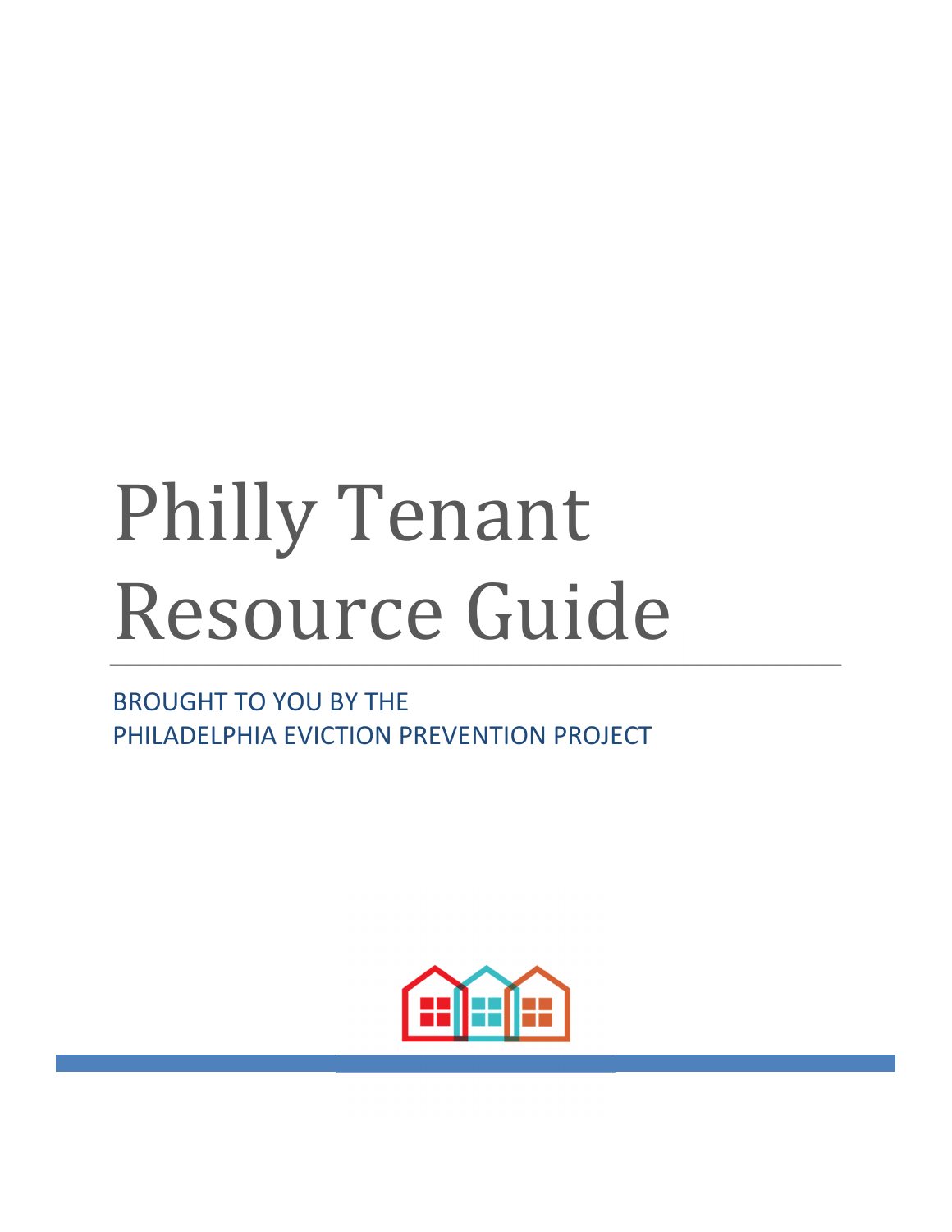# Philly Tenant Resource Guide

BROUGHT TO YOU BY THE
PHILADELPHIA EVICTION PREVENTION PROJECT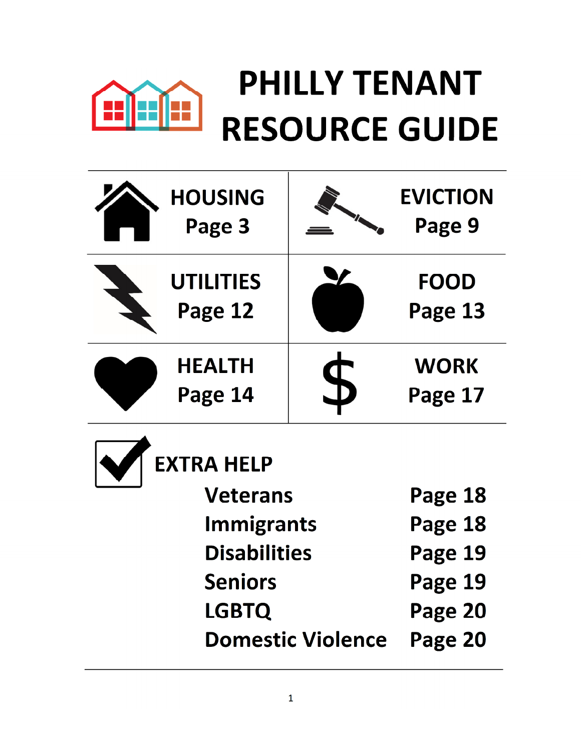# PHILLY TENANT RESOURCE GUIDE

| | |
|---|---|
| **HOUSING** Page 3 | **EVICTION** Page 9 |
| **UTILITIES** Page 12 | **FOOD** Page 13 |
| **HEALTH** Page 14 | **WORK** Page 17 |

## EXTRA HELP

| | |
|---|---|
| Veterans | Page 18 |
| Immigrants | Page 18 |
| Disabilities | Page 19 |
| Seniors | Page 19 |
| LGBTQ | Page 20 |
| Domestic Violence | Page 20 |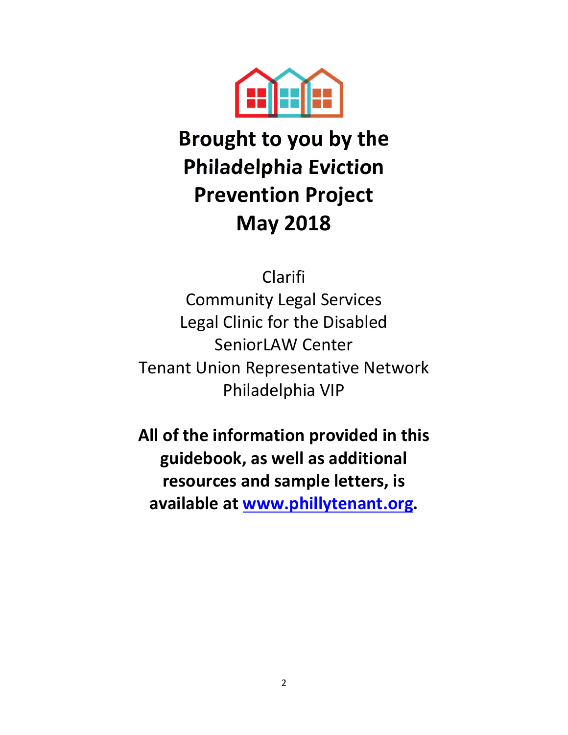# Brought to you by the Philadelphia Eviction Prevention Project May 2018

Clarifi
Community Legal Services
Legal Clinic for the Disabled
SeniorLAW Center
Tenant Union Representative Network
Philadelphia VIP

**All of the information provided in this guidebook, as well as additional resources and sample letters, is available at [www.phillytenant.org](http://www.phillytenant.org).**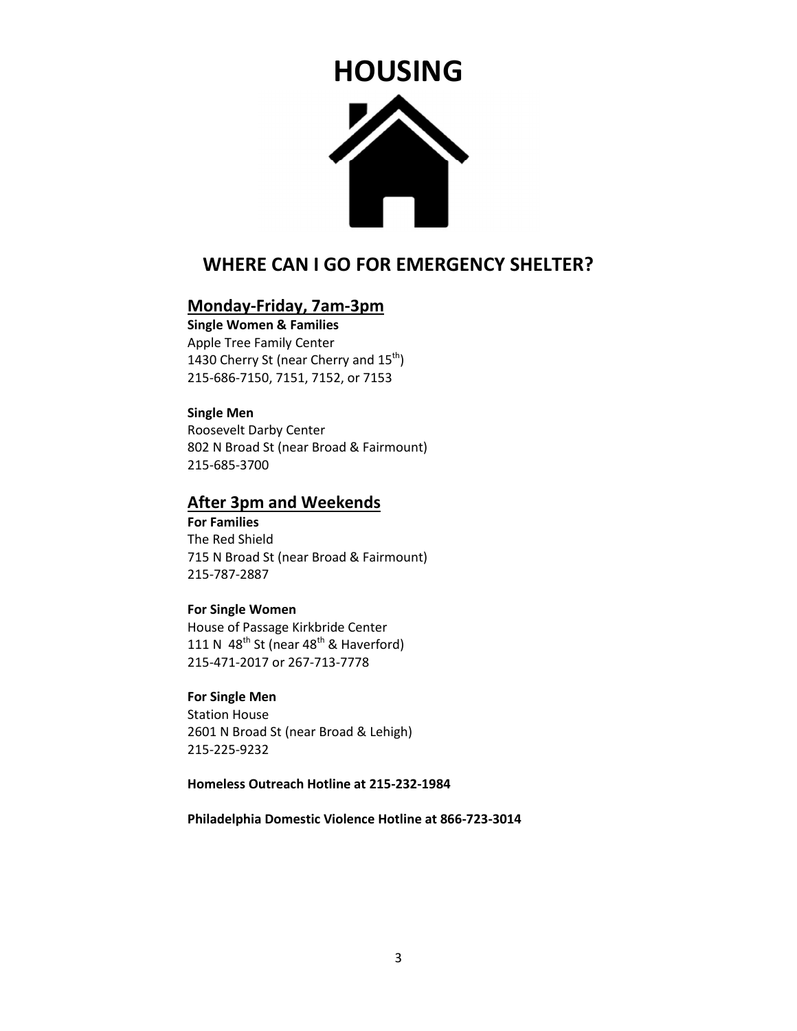# HOUSING

## WHERE CAN I GO FOR EMERGENCY SHELTER?

### Monday-Friday, 7am-3pm

**Single Women & Families**
Apple Tree Family Center
1430 Cherry St (near Cherry and 15th)
215-686-7150, 7151, 7152, or 7153

**Single Men**
Roosevelt Darby Center
802 N Broad St (near Broad & Fairmount)
215-685-3700

### After 3pm and Weekends

**For Families**
The Red Shield
715 N Broad St (near Broad & Fairmount)
215-787-2887

**For Single Women**
House of Passage Kirkbride Center
111 N 48th St (near 48th & Haverford)
215-471-2017 or 267-713-7778

**For Single Men**
Station House
2601 N Broad St (near Broad & Lehigh)
215-225-9232

**Homeless Outreach Hotline at 215-232-1984**

**Philadelphia Domestic Violence Hotline at 866-723-3014**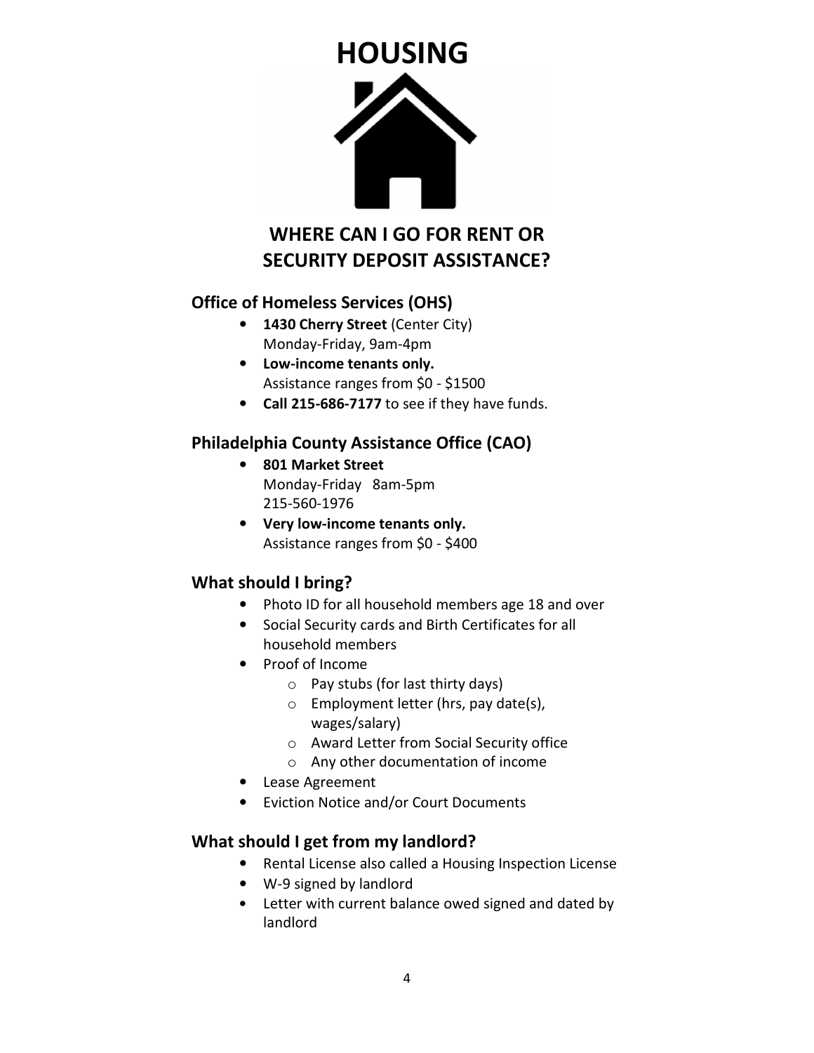# HOUSING

## WHERE CAN I GO FOR RENT OR SECURITY DEPOSIT ASSISTANCE?

### Office of Homeless Services (OHS)

- **1430 Cherry Street** (Center City)
  Monday-Friday, 9am-4pm
- **Low-income tenants only.**
  Assistance ranges from $0 - $1500
- **Call 215-686-7177** to see if they have funds.

### Philadelphia County Assistance Office (CAO)

- **801 Market Street**
  Monday-Friday 8am-5pm
  215-560-1976
- **Very low-income tenants only.**
  Assistance ranges from $0 - $400

### What should I bring?

- Photo ID for all household members age 18 and over
- Social Security cards and Birth Certificates for all household members
- Proof of Income
  - Pay stubs (for last thirty days)
  - Employment letter (hrs, pay date(s), wages/salary)
  - Award Letter from Social Security office
  - Any other documentation of income
- Lease Agreement
- Eviction Notice and/or Court Documents

### What should I get from my landlord?

- Rental License also called a Housing Inspection License
- W-9 signed by landlord
- Letter with current balance owed signed and dated by landlord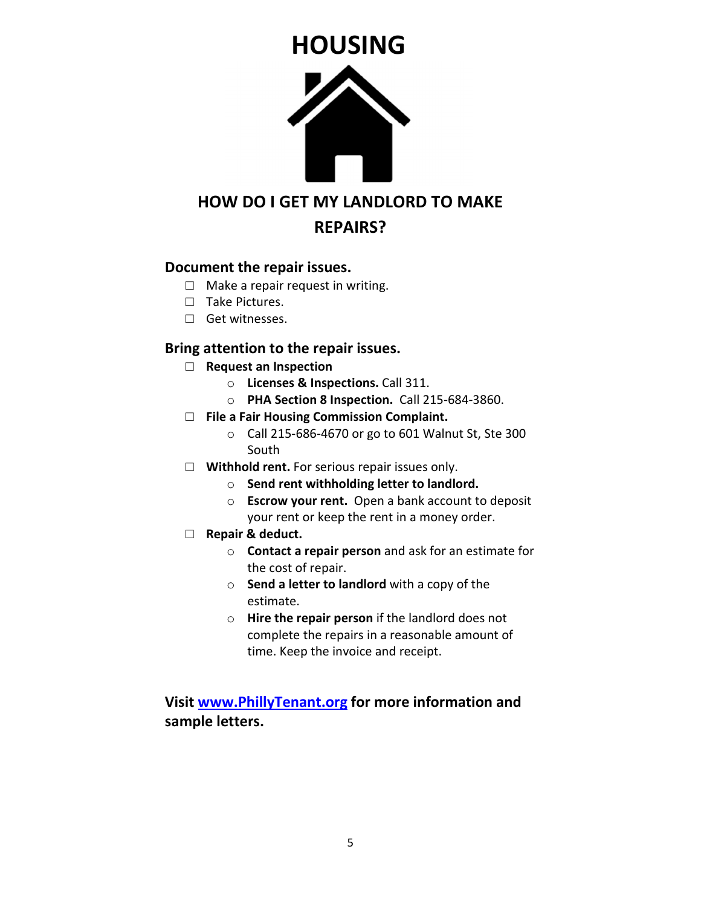# HOUSING

## HOW DO I GET MY LANDLORD TO MAKE REPAIRS?

### Document the repair issues.

- ☐ Make a repair request in writing.
- ☐ Take Pictures.
- ☐ Get witnesses.

### Bring attention to the repair issues.

- ☐ **Request an Inspection**
  - **Licenses & Inspections.** Call 311.
  - **PHA Section 8 Inspection.** Call 215-684-3860.
- ☐ **File a Fair Housing Commission Complaint.**
  - Call 215-686-4670 or go to 601 Walnut St, Ste 300 South
- ☐ **Withhold rent.** For serious repair issues only.
  - **Send rent withholding letter to landlord.**
  - **Escrow your rent.** Open a bank account to deposit your rent or keep the rent in a money order.
- ☐ **Repair & deduct.**
  - **Contact a repair person** and ask for an estimate for the cost of repair.
  - **Send a letter to landlord** with a copy of the estimate.
  - **Hire the repair person** if the landlord does not complete the repairs in a reasonable amount of time. Keep the invoice and receipt.

**Visit [www.PhillyTenant.org](http://www.PhillyTenant.org) for more information and sample letters.**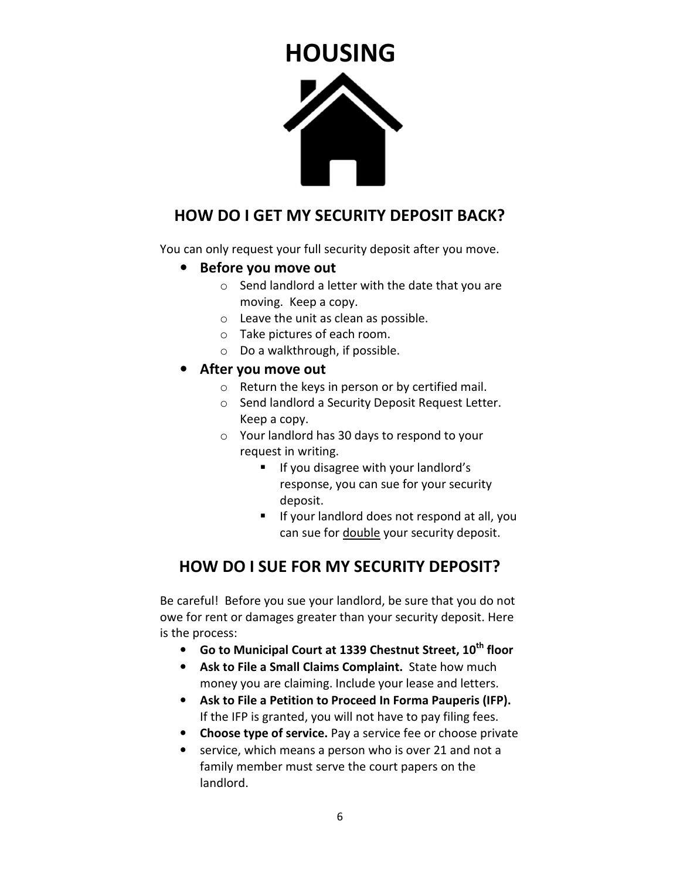# HOUSING

## HOW DO I GET MY SECURITY DEPOSIT BACK?

You can only request your full security deposit after you move.

- **Before you move out**
  - Send landlord a letter with the date that you are moving. Keep a copy.
  - Leave the unit as clean as possible.
  - Take pictures of each room.
  - Do a walkthrough, if possible.
- **After you move out**
  - Return the keys in person or by certified mail.
  - Send landlord a Security Deposit Request Letter. Keep a copy.
  - Your landlord has 30 days to respond to your request in writing.
    - If you disagree with your landlord's response, you can sue for your security deposit.
    - If your landlord does not respond at all, you can sue for <u>double</u> your security deposit.

## HOW DO I SUE FOR MY SECURITY DEPOSIT?

Be careful! Before you sue your landlord, be sure that you do not owe for rent or damages greater than your security deposit. Here is the process:

- **Go to Municipal Court at 1339 Chestnut Street, 10th floor**
- **Ask to File a Small Claims Complaint.** State how much money you are claiming. Include your lease and letters.
- **Ask to File a Petition to Proceed In Forma Pauperis (IFP).** If the IFP is granted, you will not have to pay filing fees.
- **Choose type of service.** Pay a service fee or choose private
- service, which means a person who is over 21 and not a family member must serve the court papers on the landlord.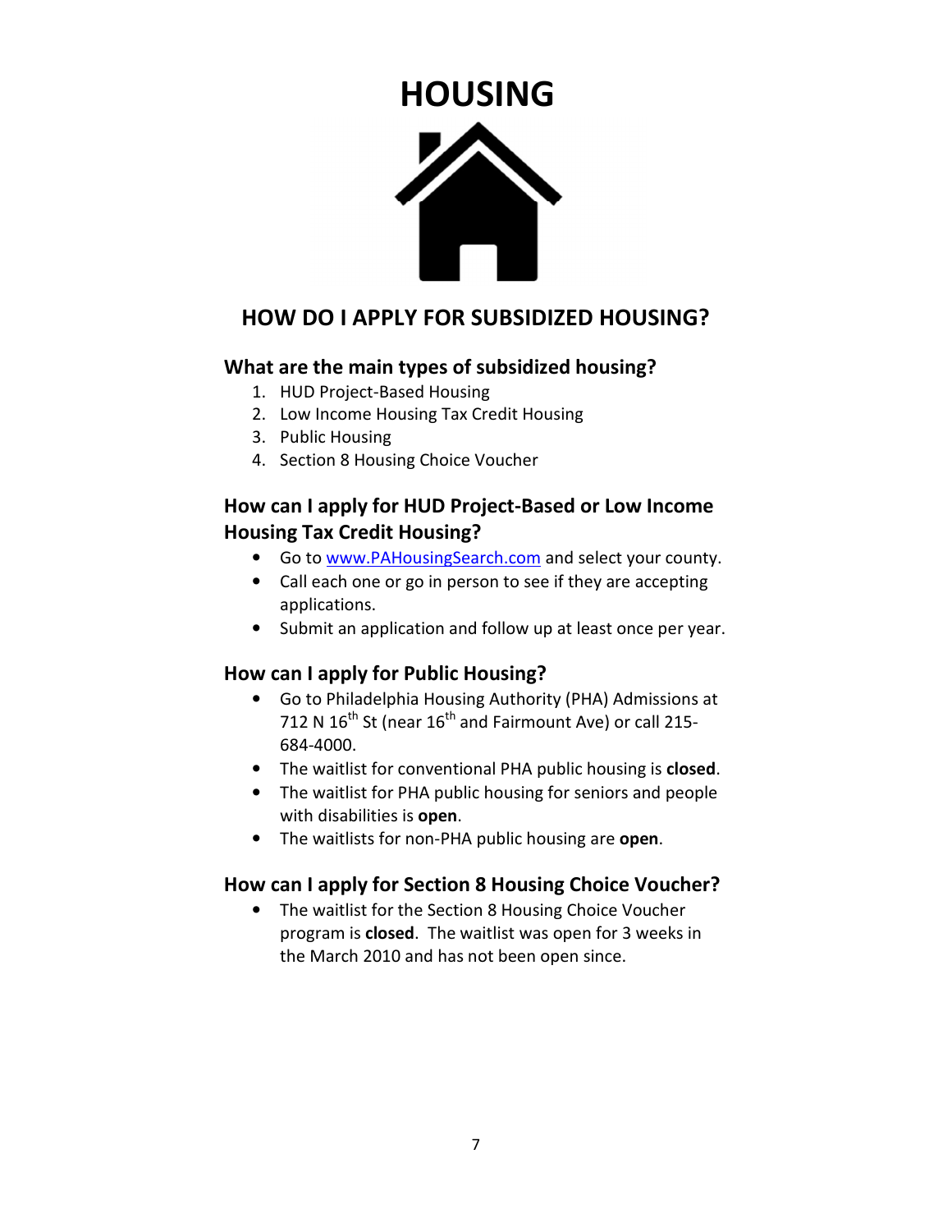# HOUSING

## HOW DO I APPLY FOR SUBSIDIZED HOUSING?

### What are the main types of subsidized housing?

1. HUD Project-Based Housing
2. Low Income Housing Tax Credit Housing
3. Public Housing
4. Section 8 Housing Choice Voucher

### How can I apply for HUD Project-Based or Low Income Housing Tax Credit Housing?

- Go to www.PAHousingSearch.com and select your county.
- Call each one or go in person to see if they are accepting applications.
- Submit an application and follow up at least once per year.

### How can I apply for Public Housing?

- Go to Philadelphia Housing Authority (PHA) Admissions at 712 N 16th St (near 16th and Fairmount Ave) or call 215-684-4000.
- The waitlist for conventional PHA public housing is **closed**.
- The waitlist for PHA public housing for seniors and people with disabilities is **open**.
- The waitlists for non-PHA public housing are **open**.

### How can I apply for Section 8 Housing Choice Voucher?

- The waitlist for the Section 8 Housing Choice Voucher program is **closed**. The waitlist was open for 3 weeks in the March 2010 and has not been open since.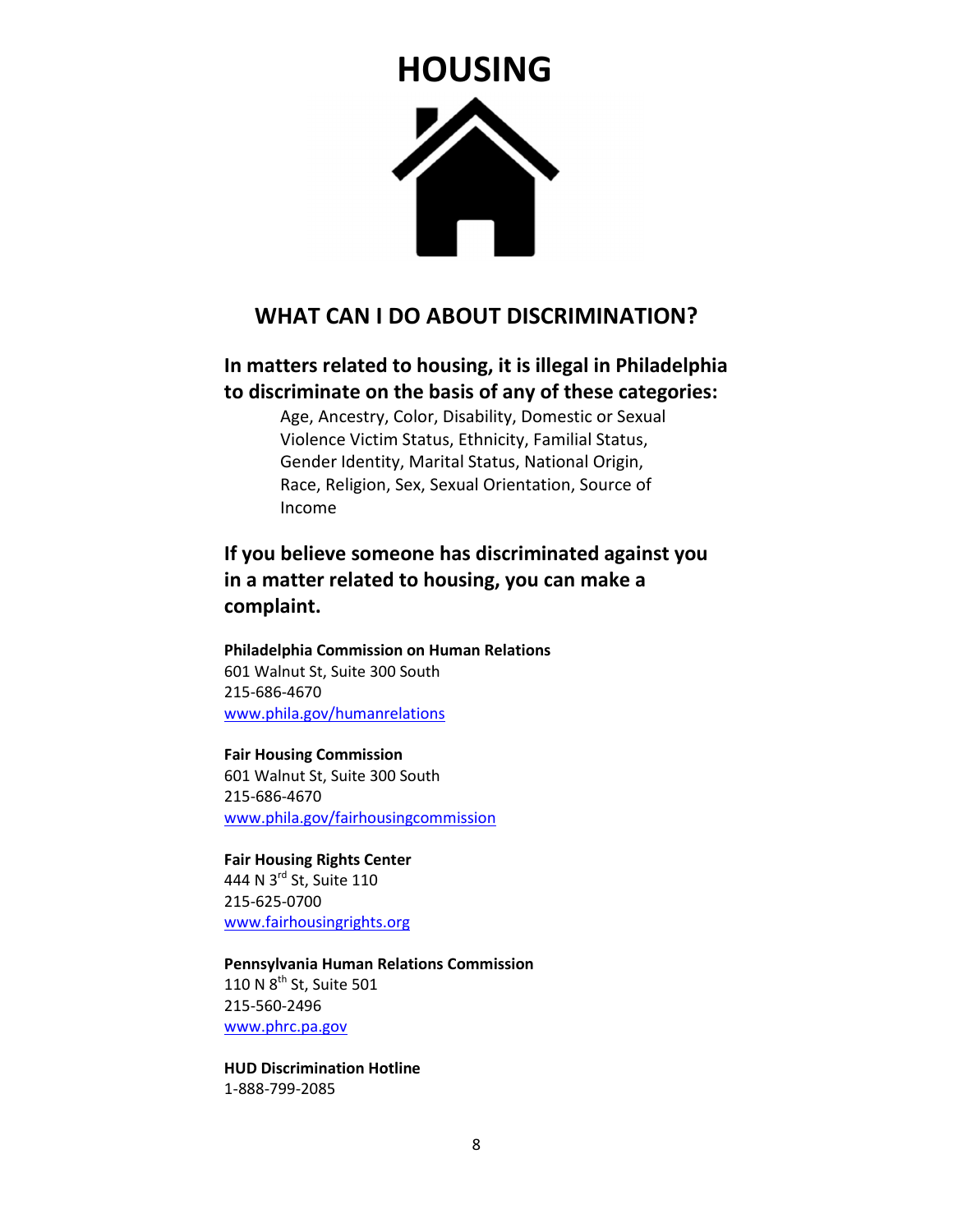# HOUSING

## WHAT CAN I DO ABOUT DISCRIMINATION?

### In matters related to housing, it is illegal in Philadelphia to discriminate on the basis of any of these categories:

Age, Ancestry, Color, Disability, Domestic or Sexual Violence Victim Status, Ethnicity, Familial Status, Gender Identity, Marital Status, National Origin, Race, Religion, Sex, Sexual Orientation, Source of Income

### If you believe someone has discriminated against you in a matter related to housing, you can make a complaint.

**Philadelphia Commission on Human Relations**
601 Walnut St, Suite 300 South
215-686-4670
www.phila.gov/humanrelations

**Fair Housing Commission**
601 Walnut St, Suite 300 South
215-686-4670
www.phila.gov/fairhousingcommission

**Fair Housing Rights Center**
444 N 3rd St, Suite 110
215-625-0700
www.fairhousingrights.org

**Pennsylvania Human Relations Commission**
110 N 8th St, Suite 501
215-560-2496
www.phrc.pa.gov

**HUD Discrimination Hotline**
1-888-799-2085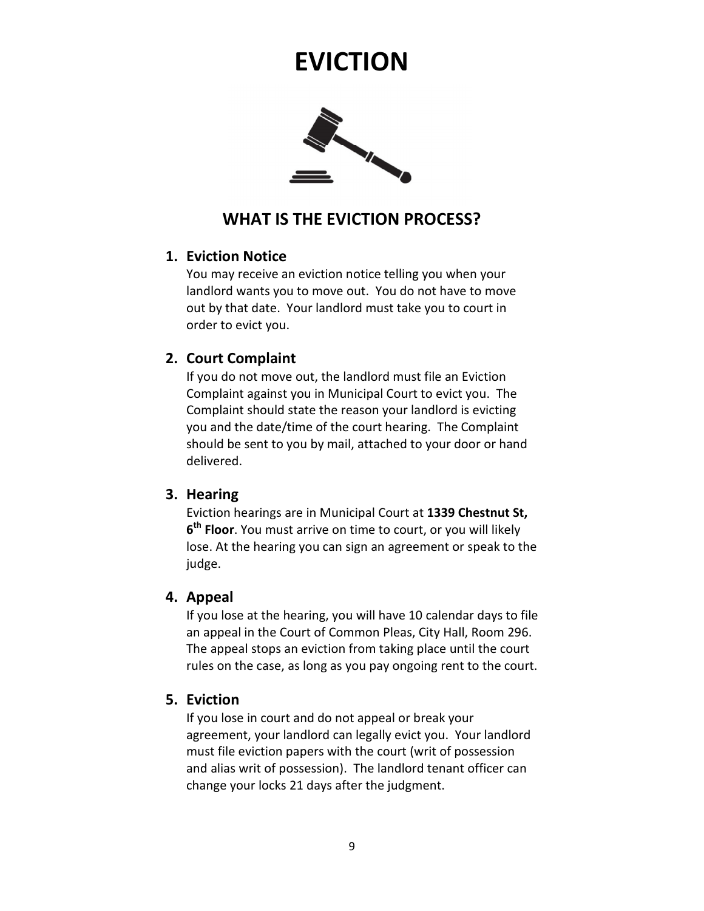# EVICTION

## WHAT IS THE EVICTION PROCESS?

1. **Eviction Notice**
   You may receive an eviction notice telling you when your landlord wants you to move out. You do not have to move out by that date. Your landlord must take you to court in order to evict you.

2. **Court Complaint**
   If you do not move out, the landlord must file an Eviction Complaint against you in Municipal Court to evict you. The Complaint should state the reason your landlord is evicting you and the date/time of the court hearing. The Complaint should be sent to you by mail, attached to your door or hand delivered.

3. **Hearing**
   Eviction hearings are in Municipal Court at **1339 Chestnut St, 6th Floor**. You must arrive on time to court, or you will likely lose. At the hearing you can sign an agreement or speak to the judge.

4. **Appeal**
   If you lose at the hearing, you will have 10 calendar days to file an appeal in the Court of Common Pleas, City Hall, Room 296. The appeal stops an eviction from taking place until the court rules on the case, as long as you pay ongoing rent to the court.

5. **Eviction**
   If you lose in court and do not appeal or break your agreement, your landlord can legally evict you. Your landlord must file eviction papers with the court (writ of possession and alias writ of possession). The landlord tenant officer can change your locks 21 days after the judgment.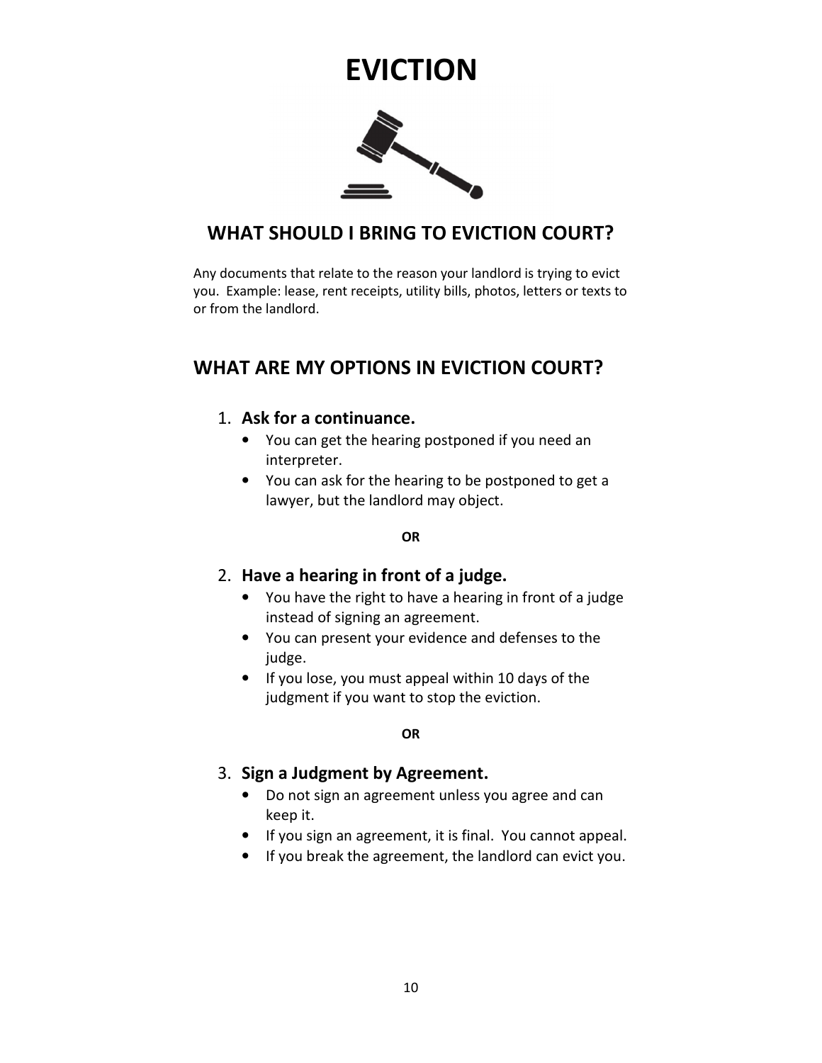# EVICTION

## WHAT SHOULD I BRING TO EVICTION COURT?

Any documents that relate to the reason your landlord is trying to evict you. Example: lease, rent receipts, utility bills, photos, letters or texts to or from the landlord.

## WHAT ARE MY OPTIONS IN EVICTION COURT?

1. **Ask for a continuance.**
   - You can get the hearing postponed if you need an interpreter.
   - You can ask for the hearing to be postponed to get a lawyer, but the landlord may object.

**OR**

2. **Have a hearing in front of a judge.**
   - You have the right to have a hearing in front of a judge instead of signing an agreement.
   - You can present your evidence and defenses to the judge.
   - If you lose, you must appeal within 10 days of the judgment if you want to stop the eviction.

**OR**

3. **Sign a Judgment by Agreement.**
   - Do not sign an agreement unless you agree and can keep it.
   - If you sign an agreement, it is final. You cannot appeal.
   - If you break the agreement, the landlord can evict you.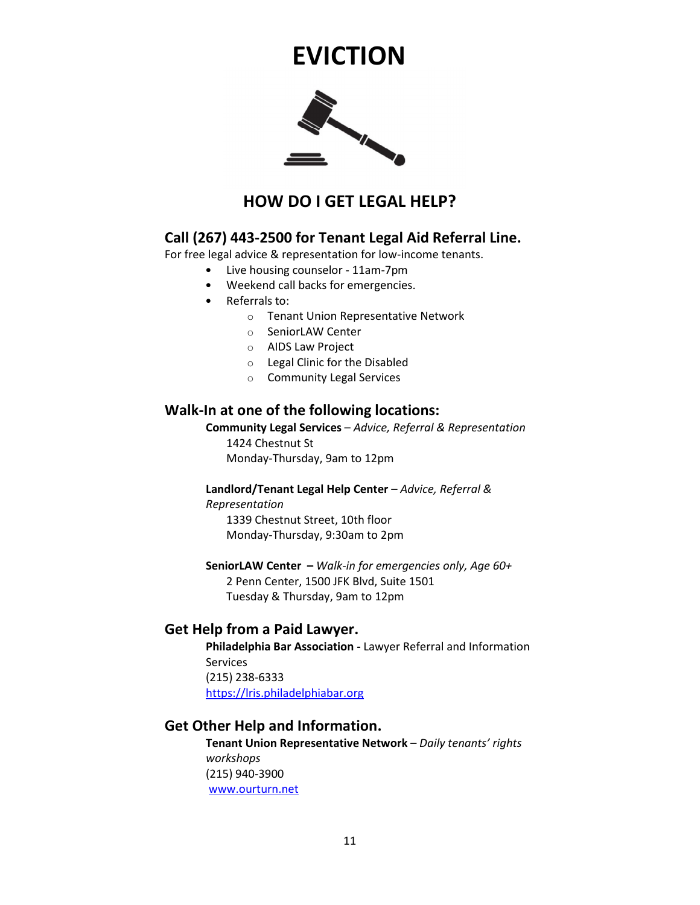# EVICTION

## HOW DO I GET LEGAL HELP?

### Call (267) 443-2500 for Tenant Legal Aid Referral Line.

For free legal advice & representation for low-income tenants.

- Live housing counselor - 11am-7pm
- Weekend call backs for emergencies.
- Referrals to:
  - Tenant Union Representative Network
  - SeniorLAW Center
  - AIDS Law Project
  - Legal Clinic for the Disabled
  - Community Legal Services

### Walk-In at one of the following locations:

**Community Legal Services** – *Advice, Referral & Representation*
1424 Chestnut St
Monday-Thursday, 9am to 12pm

**Landlord/Tenant Legal Help Center** – *Advice, Referral & Representation*
1339 Chestnut Street, 10th floor
Monday-Thursday, 9:30am to 2pm

**SeniorLAW Center** – *Walk-in for emergencies only, Age 60+*
2 Penn Center, 1500 JFK Blvd, Suite 1501
Tuesday & Thursday, 9am to 12pm

### Get Help from a Paid Lawyer.

**Philadelphia Bar Association -** Lawyer Referral and Information Services
(215) 238-6333
https://lris.philadelphiabar.org

### Get Other Help and Information.

**Tenant Union Representative Network** – *Daily tenants' rights workshops*
(215) 940-3900
www.ourturn.net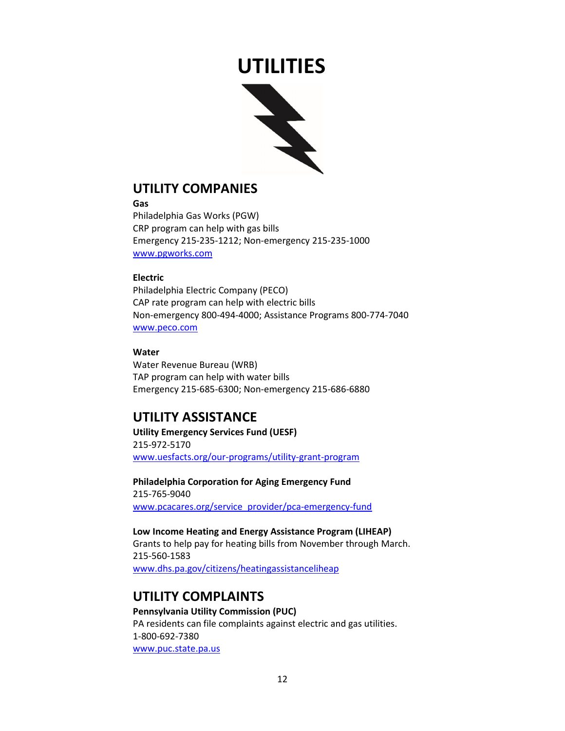# UTILITIES

## UTILITY COMPANIES

**Gas**
Philadelphia Gas Works (PGW)
CRP program can help with gas bills
Emergency 215-235-1212; Non-emergency 215-235-1000
[www.pgworks.com](http://www.pgworks.com)

**Electric**
Philadelphia Electric Company (PECO)
CAP rate program can help with electric bills
Non-emergency 800-494-4000; Assistance Programs 800-774-7040
[www.peco.com](http://www.peco.com)

**Water**
Water Revenue Bureau (WRB)
TAP program can help with water bills
Emergency 215-685-6300; Non-emergency 215-686-6880

## UTILITY ASSISTANCE

**Utility Emergency Services Fund (UESF)**
215-972-5170
[www.uesfacts.org/our-programs/utility-grant-program](http://www.uesfacts.org/our-programs/utility-grant-program)

**Philadelphia Corporation for Aging Emergency Fund**
215-765-9040
[www.pcacares.org/service_provider/pca-emergency-fund](http://www.pcacares.org/service_provider/pca-emergency-fund)

**Low Income Heating and Energy Assistance Program (LIHEAP)**
Grants to help pay for heating bills from November through March.
215-560-1583
[www.dhs.pa.gov/citizens/heatingassistanceliheap](http://www.dhs.pa.gov/citizens/heatingassistanceliheap)

## UTILITY COMPLAINTS

**Pennsylvania Utility Commission (PUC)**
PA residents can file complaints against electric and gas utilities.
1-800-692-7380
[www.puc.state.pa.us](http://www.puc.state.pa.us)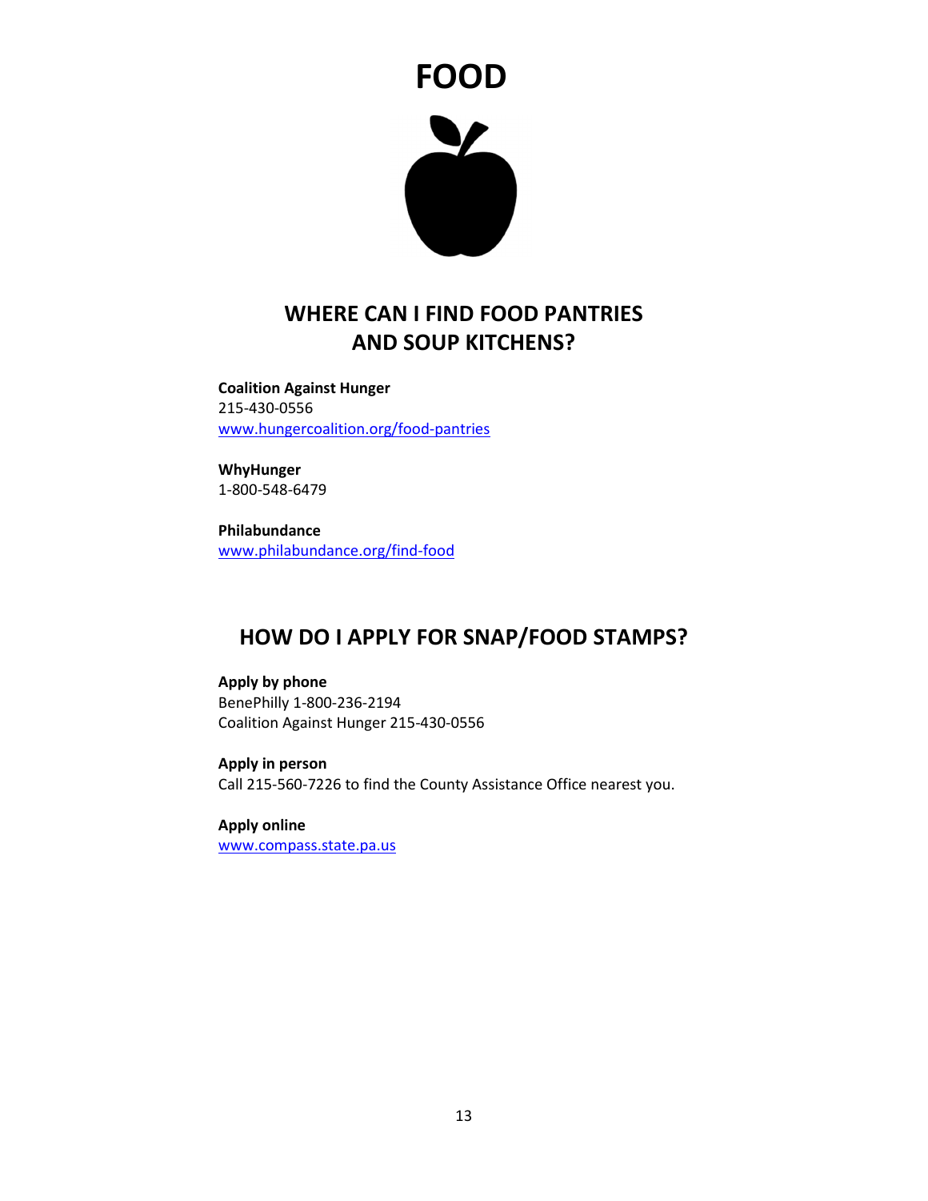# FOOD

## WHERE CAN I FIND FOOD PANTRIES AND SOUP KITCHENS?

**Coalition Against Hunger**
215-430-0556
www.hungercoalition.org/food-pantries

**WhyHunger**
1-800-548-6479

**Philabundance**
www.philabundance.org/find-food

## HOW DO I APPLY FOR SNAP/FOOD STAMPS?

**Apply by phone**
BenePhilly 1-800-236-2194
Coalition Against Hunger 215-430-0556

**Apply in person**
Call 215-560-7226 to find the County Assistance Office nearest you.

**Apply online**
www.compass.state.pa.us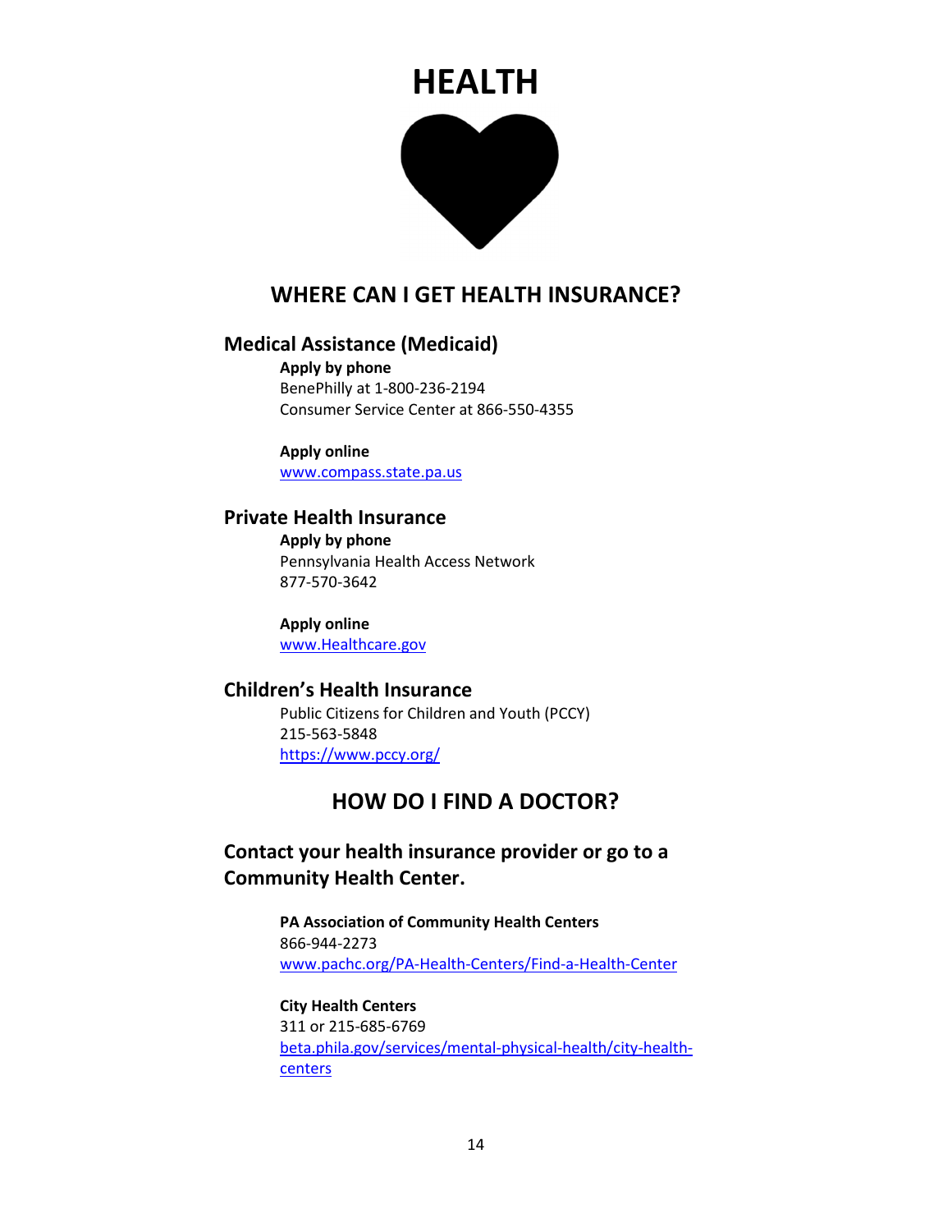# HEALTH

## WHERE CAN I GET HEALTH INSURANCE?

### Medical Assistance (Medicaid)

**Apply by phone**
BenePhilly at 1-800-236-2194
Consumer Service Center at 866-550-4355

**Apply online**
www.compass.state.pa.us

### Private Health Insurance

**Apply by phone**
Pennsylvania Health Access Network
877-570-3642

**Apply online**
www.Healthcare.gov

### Children's Health Insurance

Public Citizens for Children and Youth (PCCY)
215-563-5848
https://www.pccy.org/

## HOW DO I FIND A DOCTOR?

### Contact your health insurance provider or go to a Community Health Center.

**PA Association of Community Health Centers**
866-944-2273
www.pachc.org/PA-Health-Centers/Find-a-Health-Center

**City Health Centers**
311 or 215-685-6769
beta.phila.gov/services/mental-physical-health/city-health-centers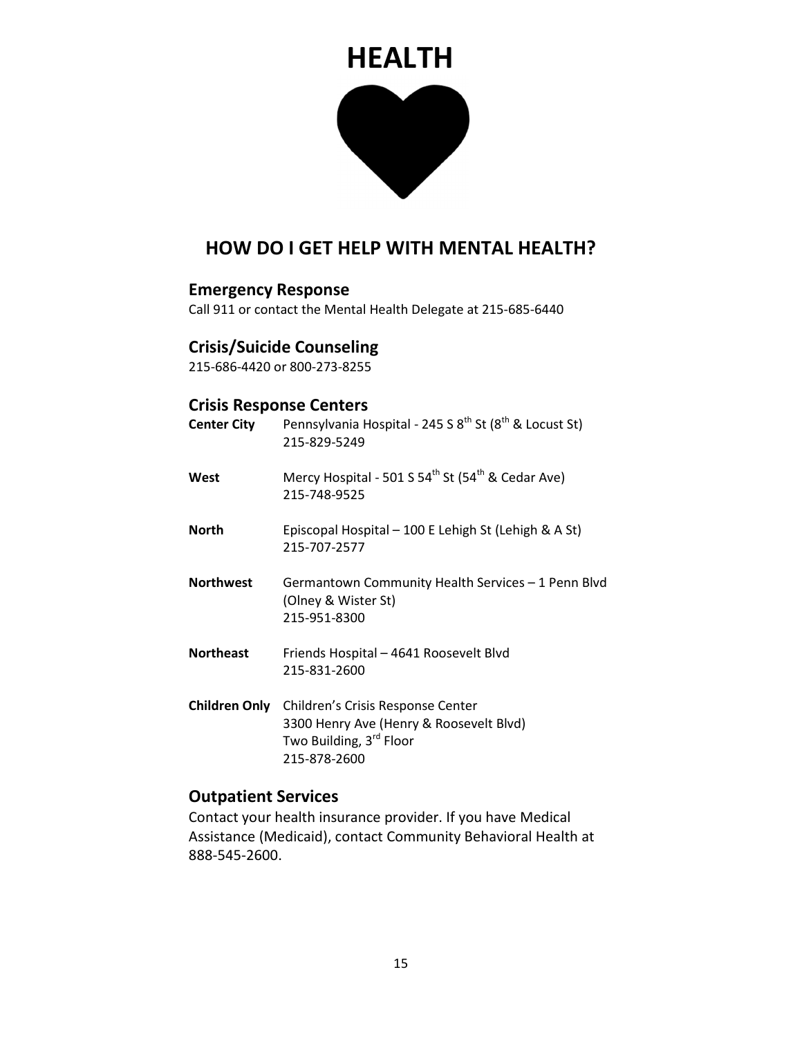# HEALTH

## HOW DO I GET HELP WITH MENTAL HEALTH?

### Emergency Response

Call 911 or contact the Mental Health Delegate at 215-685-6440

### Crisis/Suicide Counseling

215-686-4420 or 800-273-8255

### Crisis Response Centers

**Center City** Pennsylvania Hospital - 245 S 8th St (8th & Locust St)
215-829-5249

**West** Mercy Hospital - 501 S 54th St (54th & Cedar Ave)
215-748-9525

**North** Episcopal Hospital – 100 E Lehigh St (Lehigh & A St)
215-707-2577

**Northwest** Germantown Community Health Services – 1 Penn Blvd (Olney & Wister St)
215-951-8300

**Northeast** Friends Hospital – 4641 Roosevelt Blvd
215-831-2600

**Children Only** Children's Crisis Response Center
3300 Henry Ave (Henry & Roosevelt Blvd)
Two Building, 3rd Floor
215-878-2600

### Outpatient Services

Contact your health insurance provider. If you have Medical Assistance (Medicaid), contact Community Behavioral Health at 888-545-2600.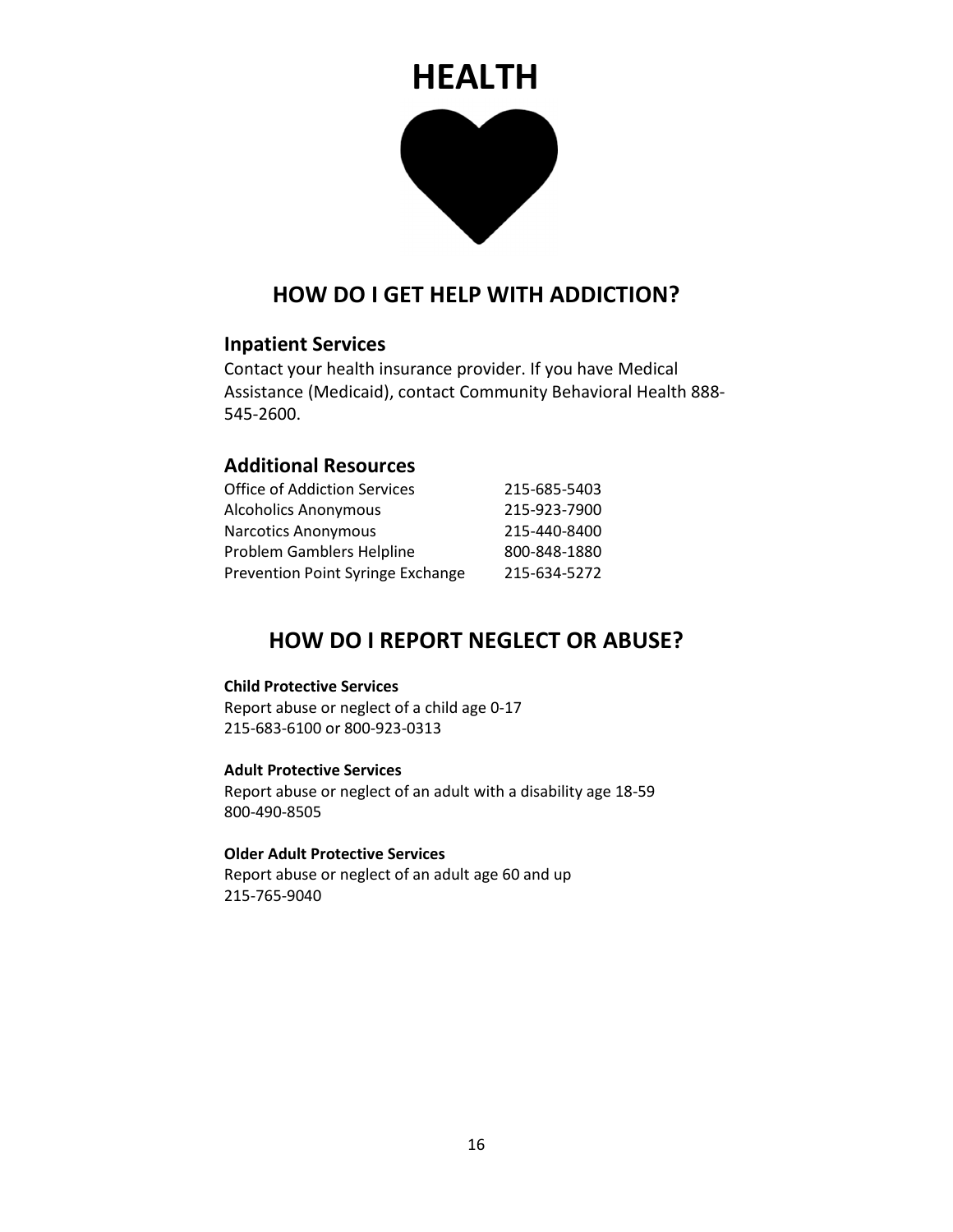# HEALTH

## HOW DO I GET HELP WITH ADDICTION?

### Inpatient Services

Contact your health insurance provider. If you have Medical Assistance (Medicaid), contact Community Behavioral Health 888-545-2600.

### Additional Resources

| | |
|---|---|
| Office of Addiction Services | 215-685-5403 |
| Alcoholics Anonymous | 215-923-7900 |
| Narcotics Anonymous | 215-440-8400 |
| Problem Gamblers Helpline | 800-848-1880 |
| Prevention Point Syringe Exchange | 215-634-5272 |

## HOW DO I REPORT NEGLECT OR ABUSE?

**Child Protective Services**
Report abuse or neglect of a child age 0-17
215-683-6100 or 800-923-0313

**Adult Protective Services**
Report abuse or neglect of an adult with a disability age 18-59
800-490-8505

**Older Adult Protective Services**
Report abuse or neglect of an adult age 60 and up
215-765-9040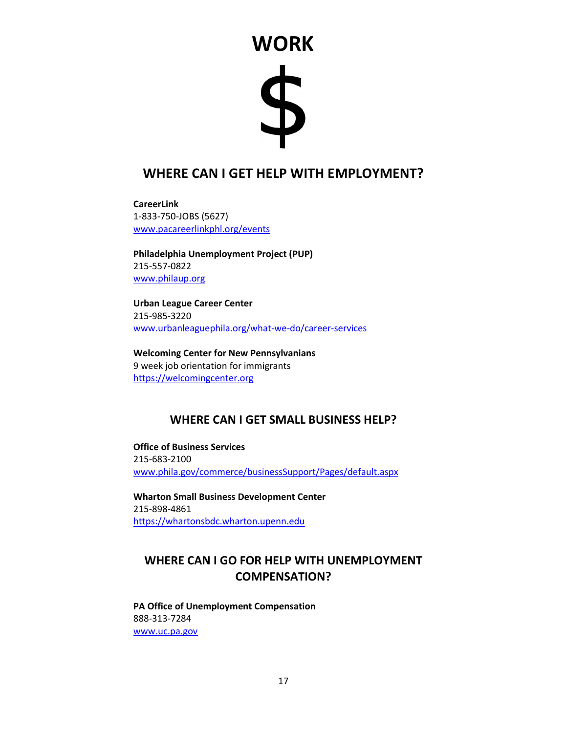# WORK

$

## WHERE CAN I GET HELP WITH EMPLOYMENT?

**CareerLink**
1-833-750-JOBS (5627)
www.pacareerlinkphl.org/events

**Philadelphia Unemployment Project (PUP)**
215-557-0822
www.philaup.org

**Urban League Career Center**
215-985-3220
www.urbanleaguephila.org/what-we-do/career-services

**Welcoming Center for New Pennsylvanians**
9 week job orientation for immigrants
https://welcomingcenter.org

## WHERE CAN I GET SMALL BUSINESS HELP?

**Office of Business Services**
215-683-2100
www.phila.gov/commerce/businessSupport/Pages/default.aspx

**Wharton Small Business Development Center**
215-898-4861
https://whartonsbdc.wharton.upenn.edu

## WHERE CAN I GO FOR HELP WITH UNEMPLOYMENT COMPENSATION?

**PA Office of Unemployment Compensation**
888-313-7284
www.uc.pa.gov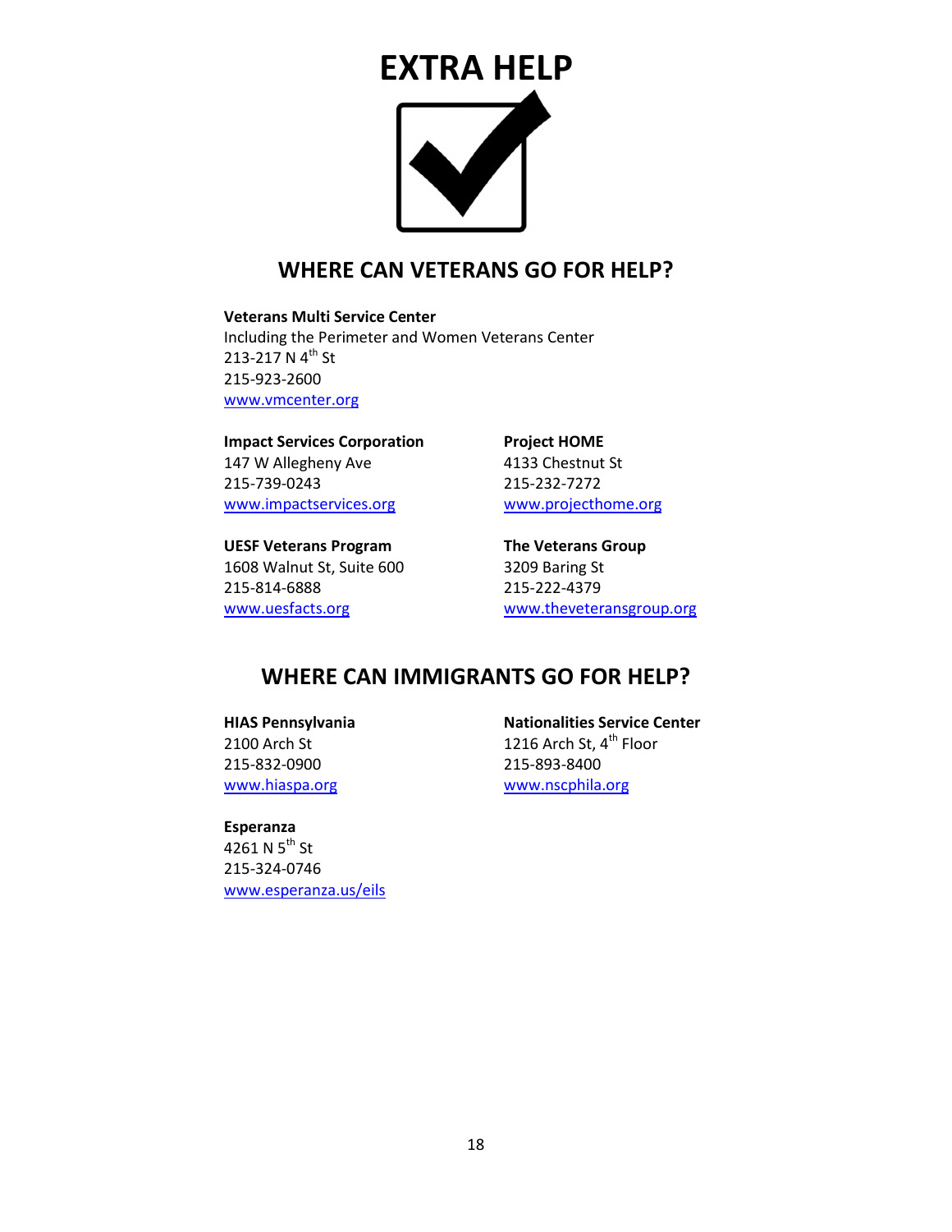# EXTRA HELP

## WHERE CAN VETERANS GO FOR HELP?

**Veterans Multi Service Center**
Including the Perimeter and Women Veterans Center
213-217 N 4th St
215-923-2600
www.vmcenter.org

**Impact Services Corporation**
147 W Allegheny Ave
215-739-0243
www.impactservices.org

**Project HOME**
4133 Chestnut St
215-232-7272
www.projecthome.org

**UESF Veterans Program**
1608 Walnut St, Suite 600
215-814-6888
www.uesfacts.org

**The Veterans Group**
3209 Baring St
215-222-4379
www.theveteransgroup.org

## WHERE CAN IMMIGRANTS GO FOR HELP?

**HIAS Pennsylvania**
2100 Arch St
215-832-0900
www.hiaspa.org

**Nationalities Service Center**
1216 Arch St, 4th Floor
215-893-8400
www.nscphila.org

**Esperanza**
4261 N 5th St
215-324-0746
www.esperanza.us/eils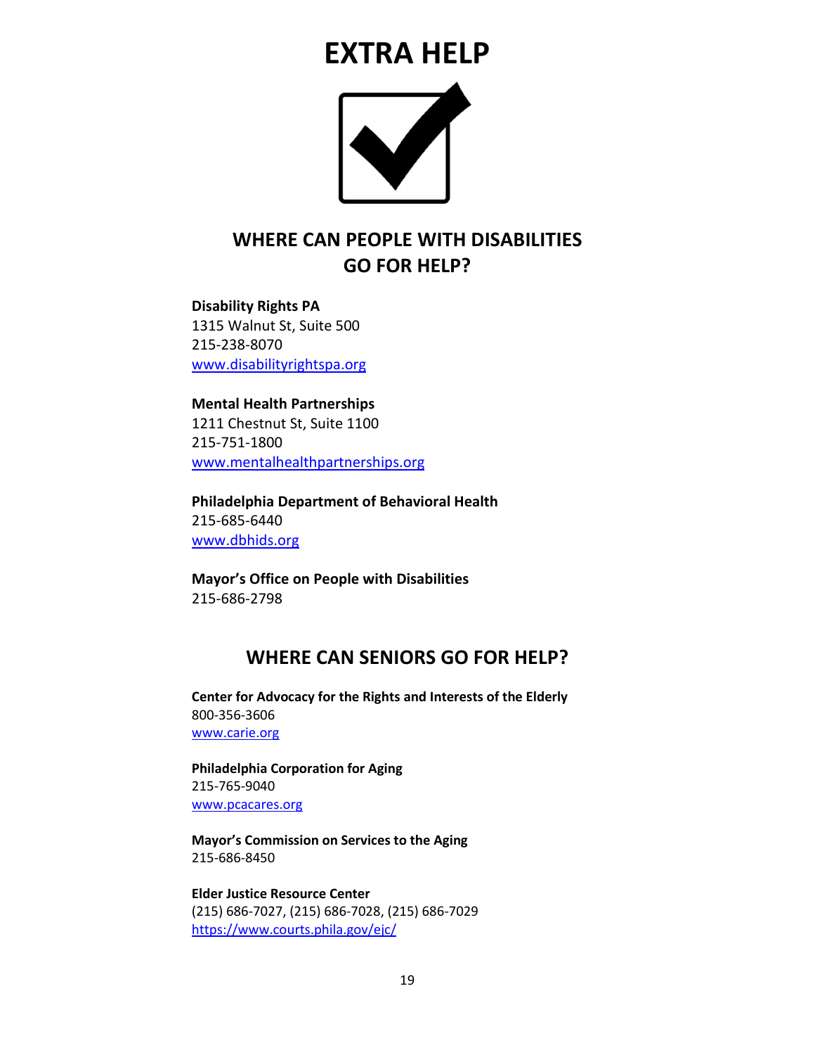# EXTRA HELP

## WHERE CAN PEOPLE WITH DISABILITIES GO FOR HELP?

**Disability Rights PA**
1315 Walnut St, Suite 500
215-238-8070
www.disabilityrightspa.org

**Mental Health Partnerships**
1211 Chestnut St, Suite 1100
215-751-1800
www.mentalhealthpartnerships.org

**Philadelphia Department of Behavioral Health**
215-685-6440
www.dbhids.org

**Mayor's Office on People with Disabilities**
215-686-2798

## WHERE CAN SENIORS GO FOR HELP?

**Center for Advocacy for the Rights and Interests of the Elderly**
800-356-3606
www.carie.org

**Philadelphia Corporation for Aging**
215-765-9040
www.pcacares.org

**Mayor's Commission on Services to the Aging**
215-686-8450

**Elder Justice Resource Center**
(215) 686-7027, (215) 686-7028, (215) 686-7029
https://www.courts.phila.gov/ejc/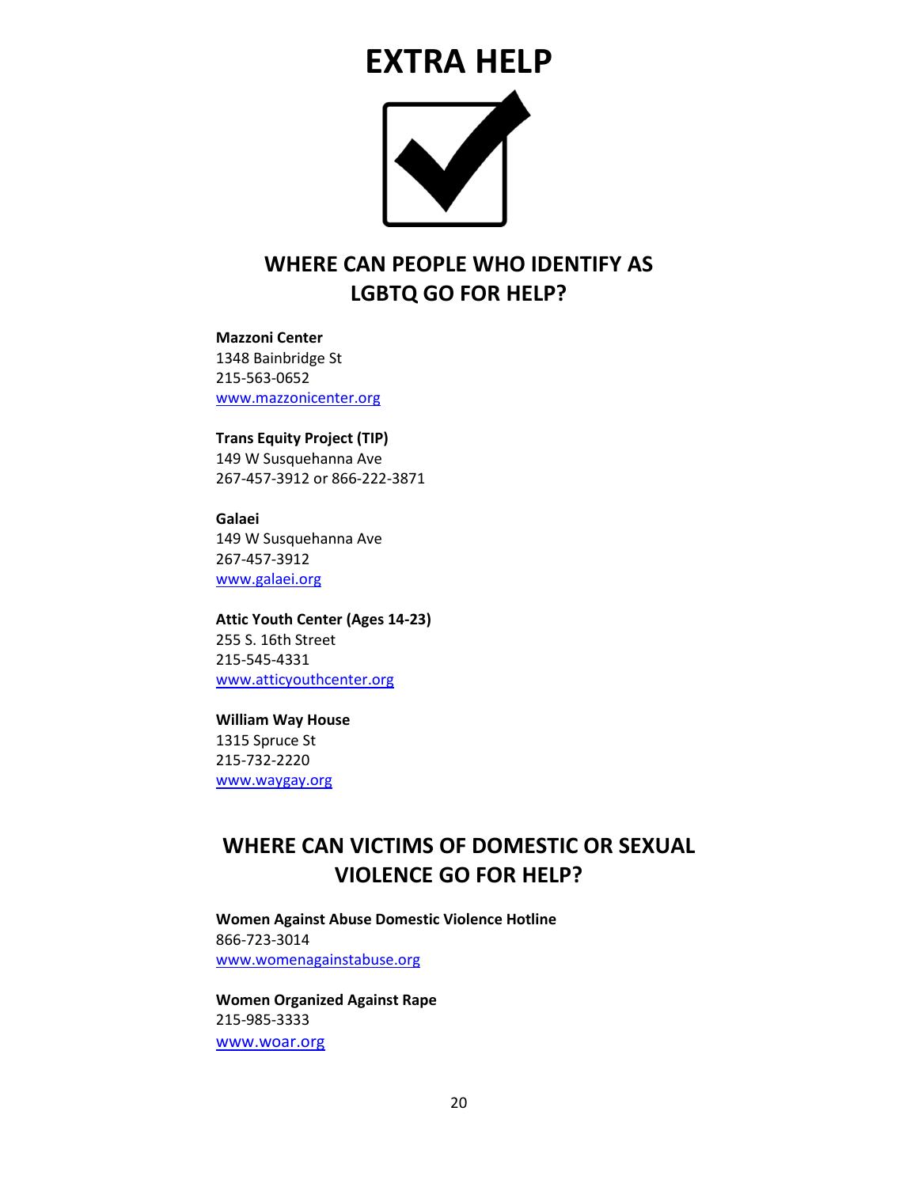# EXTRA HELP

## WHERE CAN PEOPLE WHO IDENTIFY AS LGBTQ GO FOR HELP?

**Mazzoni Center**
1348 Bainbridge St
215-563-0652
www.mazzonicenter.org

**Trans Equity Project (TIP)**
149 W Susquehanna Ave
267-457-3912 or 866-222-3871

**Galaei**
149 W Susquehanna Ave
267-457-3912
www.galaei.org

**Attic Youth Center (Ages 14-23)**
255 S. 16th Street
215-545-4331
www.atticyouthcenter.org

**William Way House**
1315 Spruce St
215-732-2220
www.waygay.org

## WHERE CAN VICTIMS OF DOMESTIC OR SEXUAL VIOLENCE GO FOR HELP?

**Women Against Abuse Domestic Violence Hotline**
866-723-3014
www.womenagainstabuse.org

**Women Organized Against Rape**
215-985-3333
www.woar.org